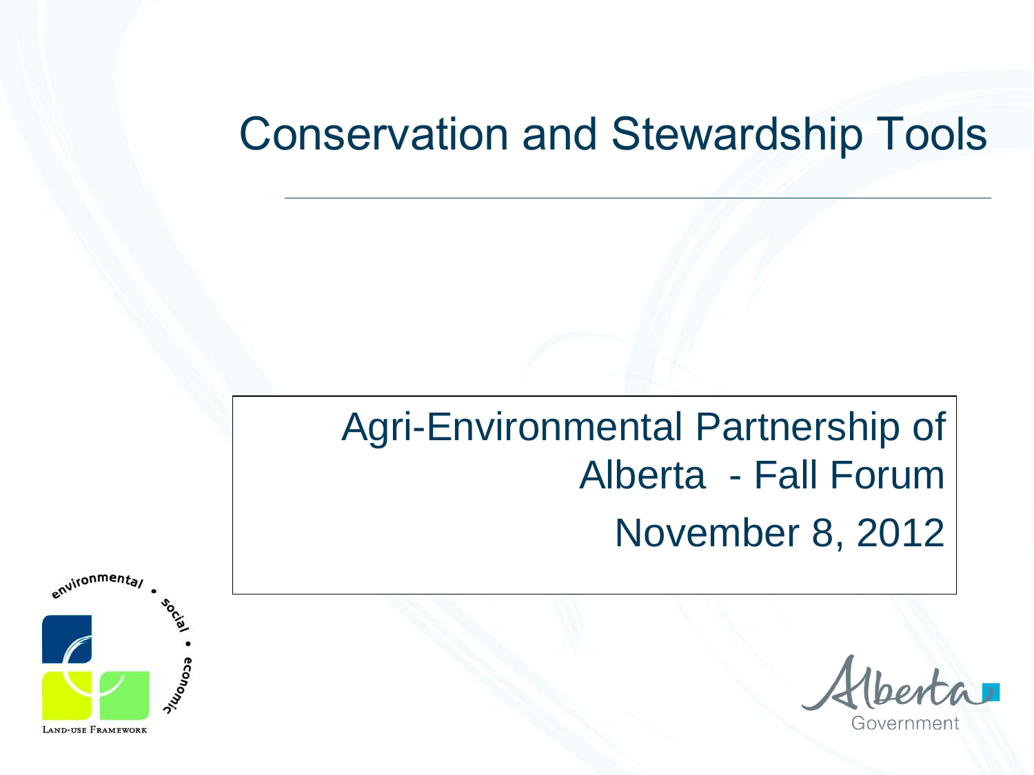# Conservation and Stewardship Tools

Agri-Environmental Partnership of Alberta - Fall Forum

November 8, 2012

environmental • social • economic

Land-use Framework

Alberta Government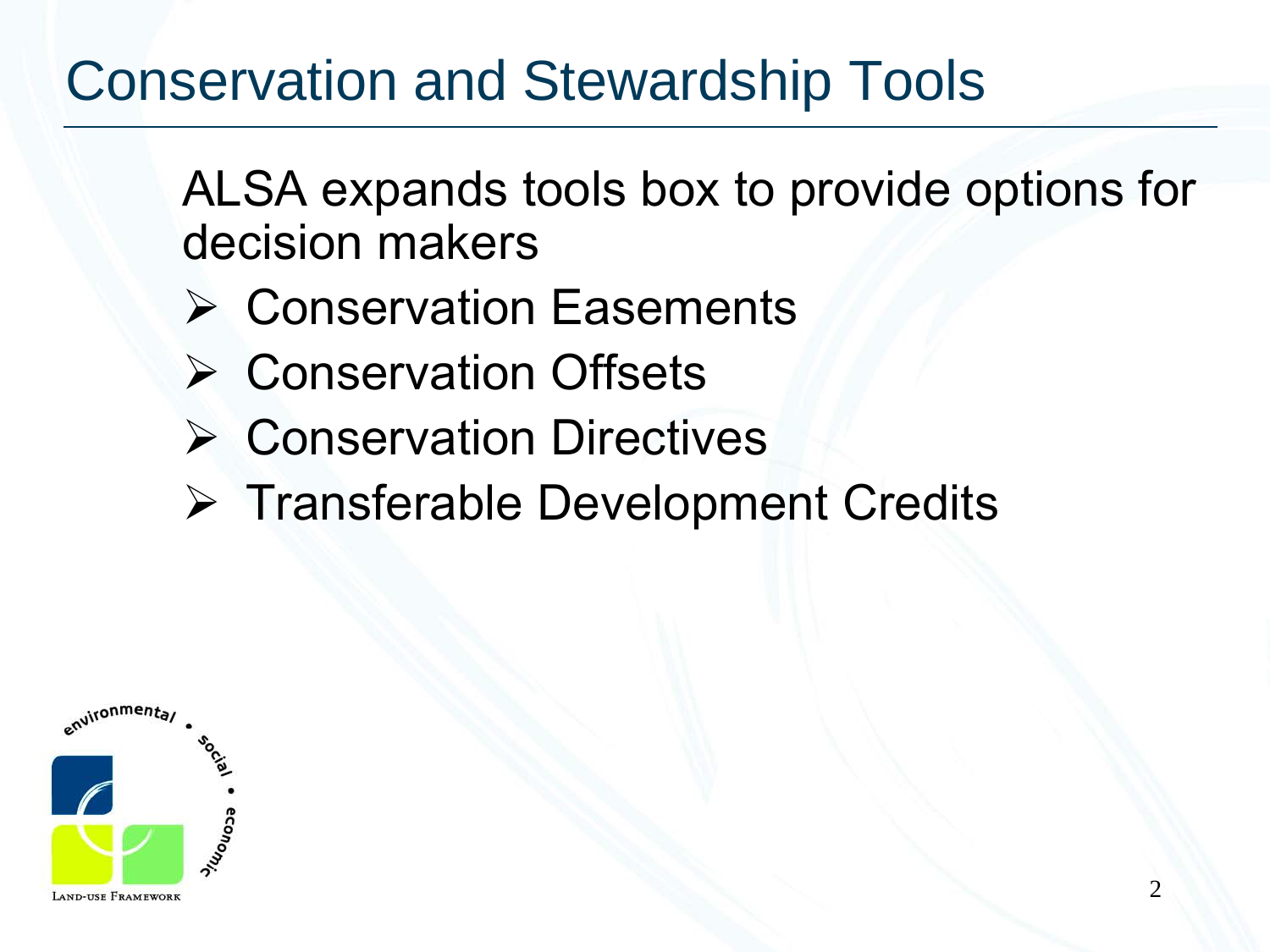# Conservation and Stewardship Tools

ALSA expands tools box to provide options for decision makers

- Conservation Easements
- Conservation Offsets
- Conservation Directives
- Transferable Development Credits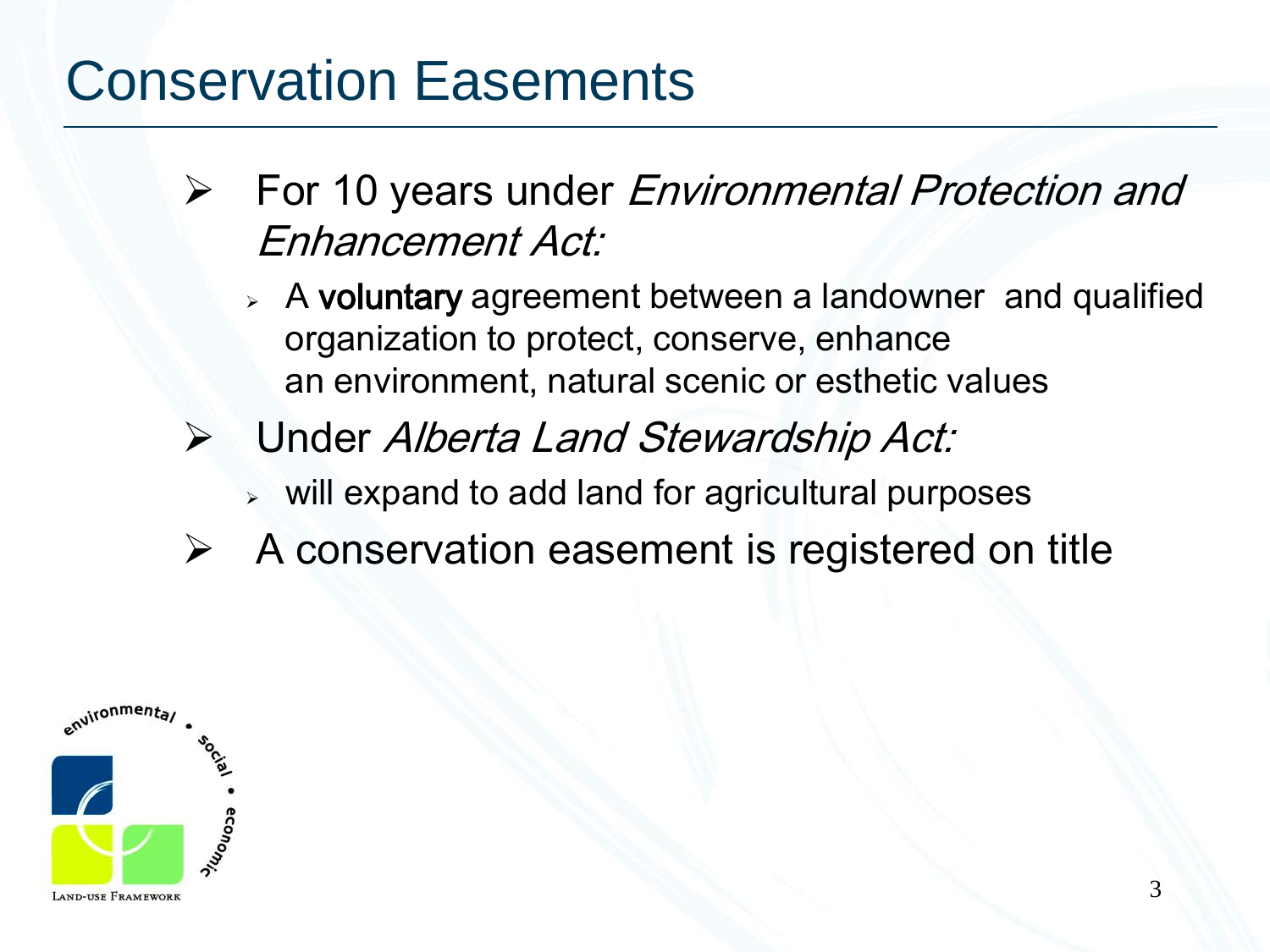# Conservation Easements

- For 10 years under *Environmental Protection and Enhancement Act:*
  - A **voluntary** agreement between a landowner and qualified organization to protect, conserve, enhance an environment, natural scenic or esthetic values
- Under *Alberta Land Stewardship Act:*
  - will expand to add land for agricultural purposes
- A conservation easement is registered on title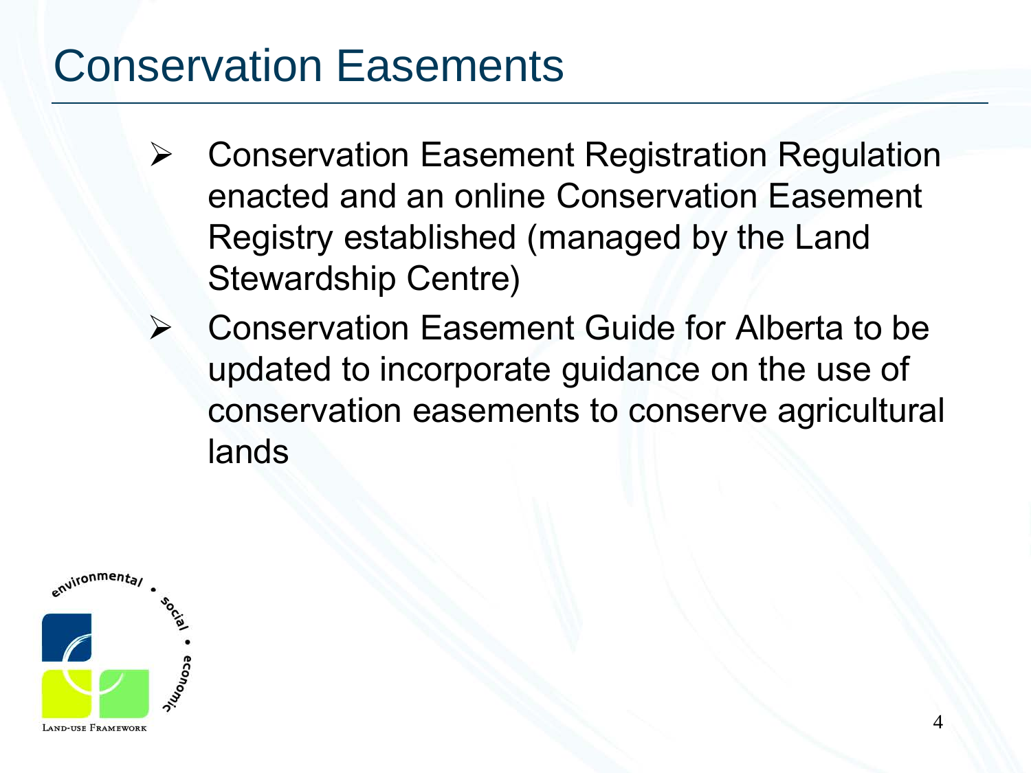# Conservation Easements

- Conservation Easement Registration Regulation enacted and an online Conservation Easement Registry established (managed by the Land Stewardship Centre)
- Conservation Easement Guide for Alberta to be updated to incorporate guidance on the use of conservation easements to conserve agricultural lands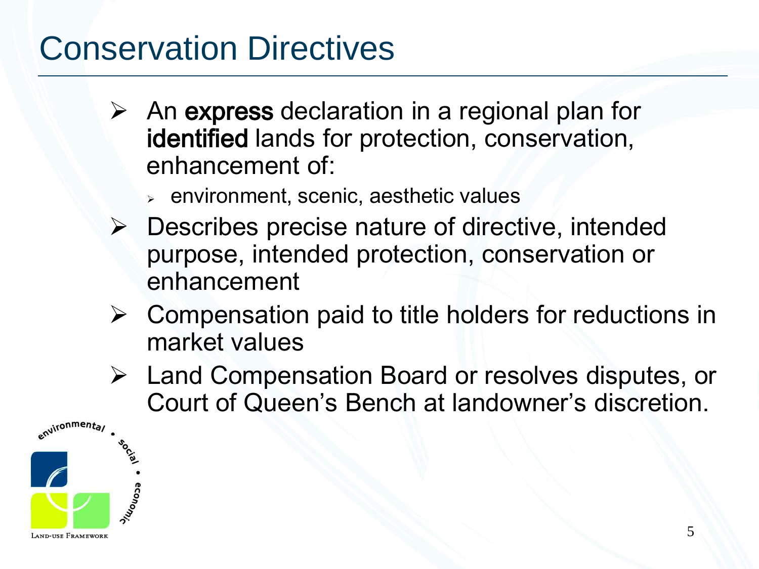# Conservation Directives

- An **express** declaration in a regional plan for **identified** lands for protection, conservation, enhancement of:
  - environment, scenic, aesthetic values
- Describes precise nature of directive, intended purpose, intended protection, conservation or enhancement
- Compensation paid to title holders for reductions in market values
- Land Compensation Board or resolves disputes, or Court of Queen's Bench at landowner's discretion.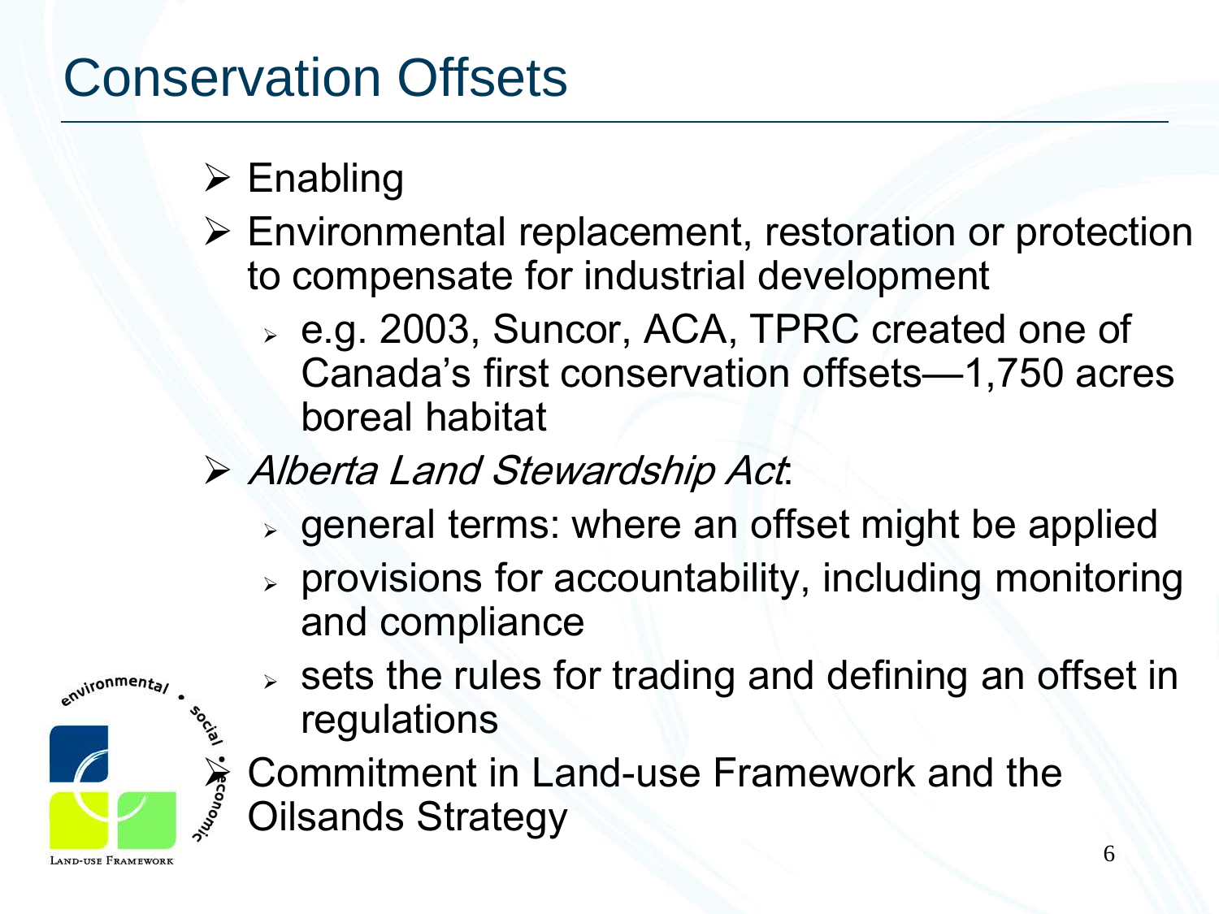# Conservation Offsets

- Enabling
- Environmental replacement, restoration or protection to compensate for industrial development
  - e.g. 2003, Suncor, ACA, TPRC created one of Canada's first conservation offsets—1,750 acres boreal habitat
- *Alberta Land Stewardship Act*:
  - general terms: where an offset might be applied
  - provisions for accountability, including monitoring and compliance
  - sets the rules for trading and defining an offset in regulations
- Commitment in Land-use Framework and the Oilsands Strategy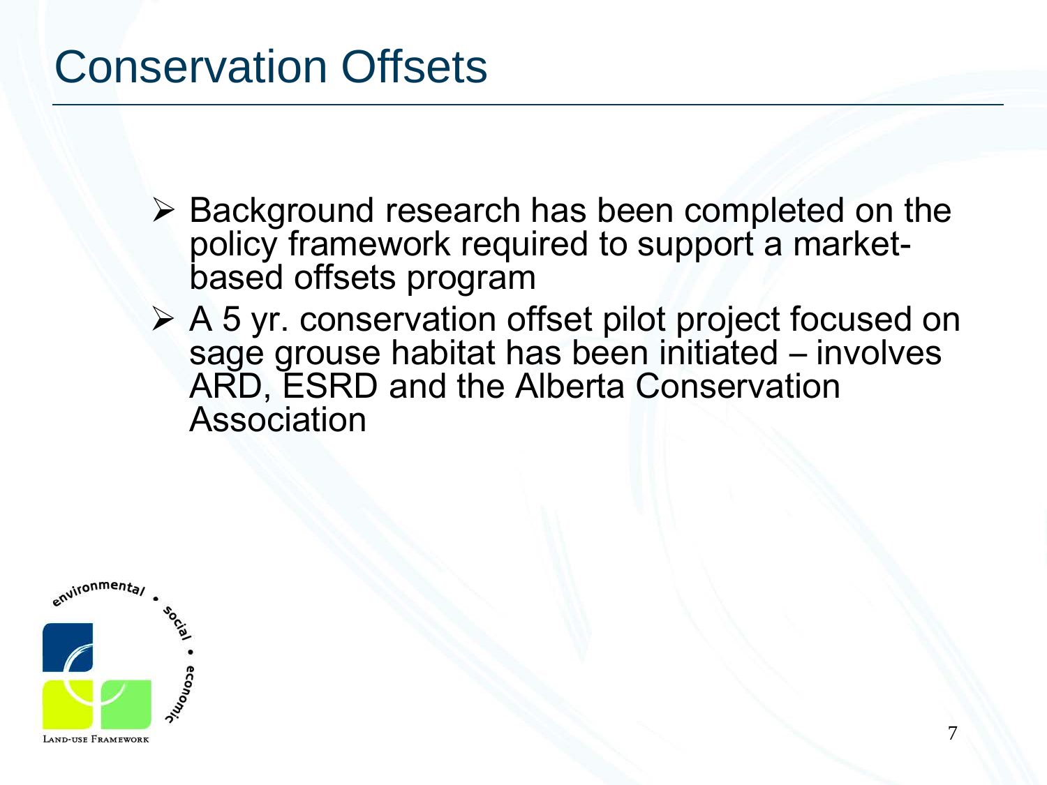# Conservation Offsets

- Background research has been completed on the policy framework required to support a market-based offsets program
- A 5 yr. conservation offset pilot project focused on sage grouse habitat has been initiated – involves ARD, ESRD and the Alberta Conservation Association

environmental • social • economic

Land-use Framework